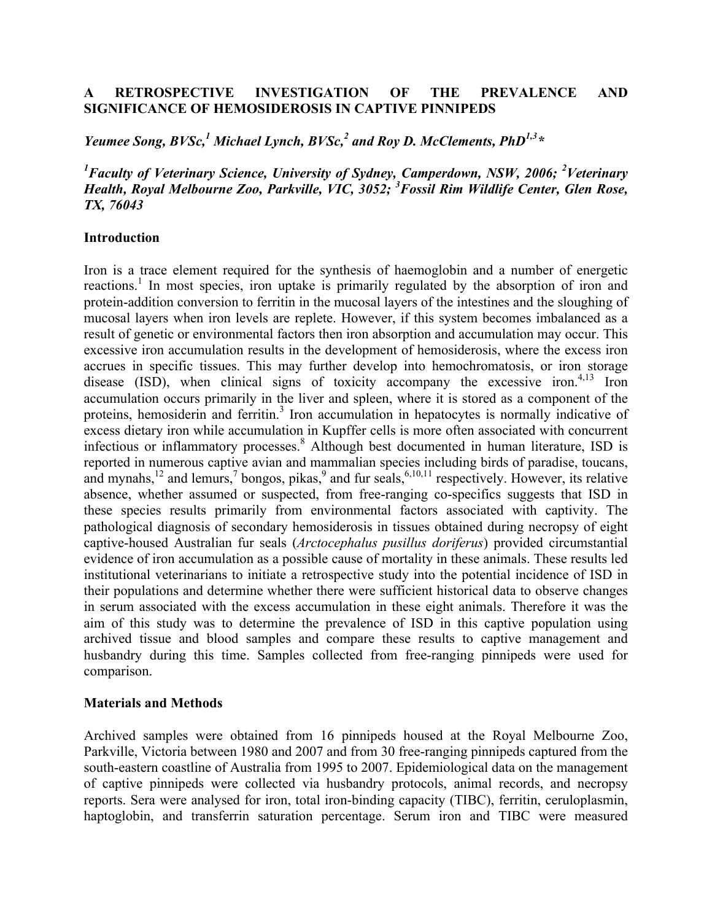# A RETROSPECTIVE INVESTIGATION OF THE PREVALENCE AND SIGNIFICANCE OF HEMOSIDEROSIS IN CAPTIVE PINNIPEDS

***Yeumee Song, BVSc,[1] Michael Lynch, BVSc,[2] and Roy D. McClements, PhD[1,3]****

***[1]Faculty of Veterinary Science, University of Sydney, Camperdown, NSW, 2006; [2]Veterinary Health, Royal Melbourne Zoo, Parkville, VIC, 3052; [3]Fossil Rim Wildlife Center, Glen Rose, TX, 76043***

## Introduction

Iron is a trace element required for the synthesis of haemoglobin and a number of energetic reactions.[1] In most species, iron uptake is primarily regulated by the absorption of iron and protein-addition conversion to ferritin in the mucosal layers of the intestines and the sloughing of mucosal layers when iron levels are replete. However, if this system becomes imbalanced as a result of genetic or environmental factors then iron absorption and accumulation may occur. This excessive iron accumulation results in the development of hemosiderosis, where the excess iron accrues in specific tissues. This may further develop into hemochromatosis, or iron storage disease (ISD), when clinical signs of toxicity accompany the excessive iron.[4,13] Iron accumulation occurs primarily in the liver and spleen, where it is stored as a component of the proteins, hemosiderin and ferritin.[3] Iron accumulation in hepatocytes is normally indicative of excess dietary iron while accumulation in Kupffer cells is more often associated with concurrent infectious or inflammatory processes.[8] Although best documented in human literature, ISD is reported in numerous captive avian and mammalian species including birds of paradise, toucans, and mynahs,[12] and lemurs,[7] bongos, pikas,[9] and fur seals,[6,10,11] respectively. However, its relative absence, whether assumed or suspected, from free-ranging co-specifics suggests that ISD in these species results primarily from environmental factors associated with captivity. The pathological diagnosis of secondary hemosiderosis in tissues obtained during necropsy of eight captive-housed Australian fur seals (*Arctocephalus pusillus doriferus*) provided circumstantial evidence of iron accumulation as a possible cause of mortality in these animals. These results led institutional veterinarians to initiate a retrospective study into the potential incidence of ISD in their populations and determine whether there were sufficient historical data to observe changes in serum associated with the excess accumulation in these eight animals. Therefore it was the aim of this study was to determine the prevalence of ISD in this captive population using archived tissue and blood samples and compare these results to captive management and husbandry during this time. Samples collected from free-ranging pinnipeds were used for comparison.

## Materials and Methods

Archived samples were obtained from 16 pinnipeds housed at the Royal Melbourne Zoo, Parkville, Victoria between 1980 and 2007 and from 30 free-ranging pinnipeds captured from the south-eastern coastline of Australia from 1995 to 2007. Epidemiological data on the management of captive pinnipeds were collected via husbandry protocols, animal records, and necropsy reports. Sera were analysed for iron, total iron-binding capacity (TIBC), ferritin, ceruloplasmin, haptoglobin, and transferrin saturation percentage. Serum iron and TIBC were measured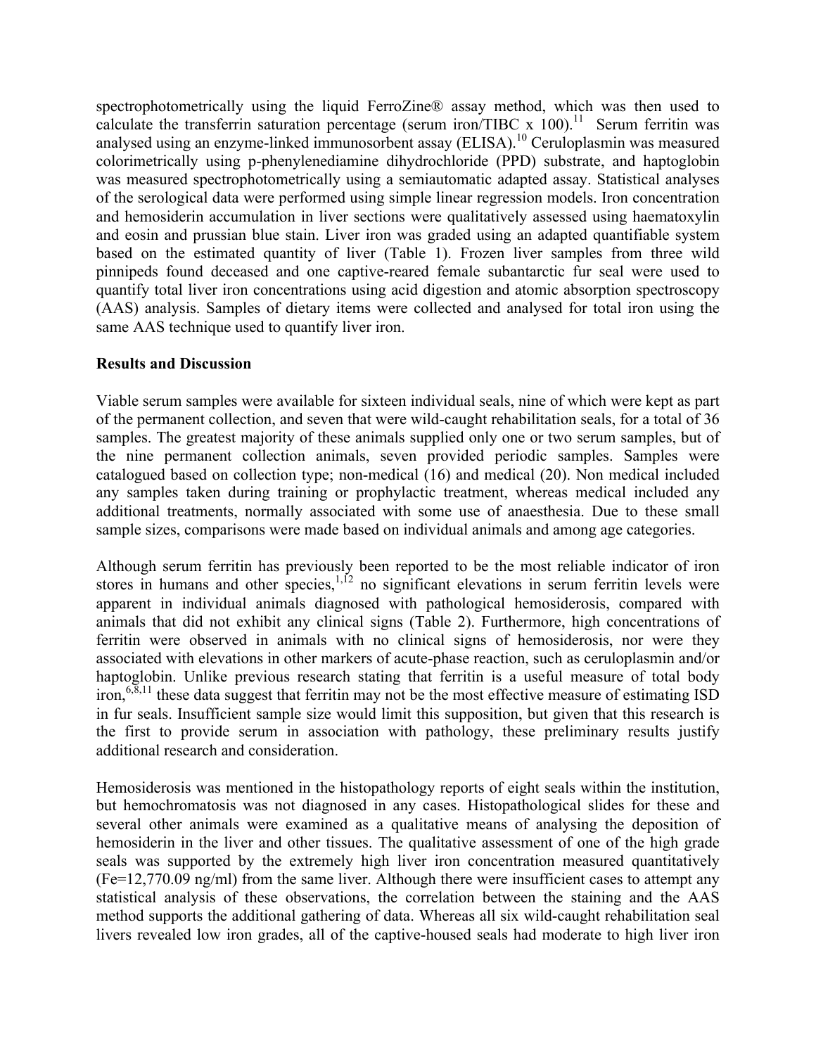spectrophotometrically using the liquid FerroZine® assay method, which was then used to calculate the transferrin saturation percentage (serum iron/TIBC x 100).[11] Serum ferritin was analysed using an enzyme-linked immunosorbent assay (ELISA).[10] Ceruloplasmin was measured colorimetrically using p-phenylenediamine dihydrochloride (PPD) substrate, and haptoglobin was measured spectrophotometrically using a semiautomatic adapted assay. Statistical analyses of the serological data were performed using simple linear regression models. Iron concentration and hemosiderin accumulation in liver sections were qualitatively assessed using haematoxylin and eosin and prussian blue stain. Liver iron was graded using an adapted quantifiable system based on the estimated quantity of liver (Table 1). Frozen liver samples from three wild pinnipeds found deceased and one captive-reared female subantarctic fur seal were used to quantify total liver iron concentrations using acid digestion and atomic absorption spectroscopy (AAS) analysis. Samples of dietary items were collected and analysed for total iron using the same AAS technique used to quantify liver iron.

**Results and Discussion**

Viable serum samples were available for sixteen individual seals, nine of which were kept as part of the permanent collection, and seven that were wild-caught rehabilitation seals, for a total of 36 samples. The greatest majority of these animals supplied only one or two serum samples, but of the nine permanent collection animals, seven provided periodic samples. Samples were catalogued based on collection type; non-medical (16) and medical (20). Non medical included any samples taken during training or prophylactic treatment, whereas medical included any additional treatments, normally associated with some use of anaesthesia. Due to these small sample sizes, comparisons were made based on individual animals and among age categories.

Although serum ferritin has previously been reported to be the most reliable indicator of iron stores in humans and other species,[1,12] no significant elevations in serum ferritin levels were apparent in individual animals diagnosed with pathological hemosiderosis, compared with animals that did not exhibit any clinical signs (Table 2). Furthermore, high concentrations of ferritin were observed in animals with no clinical signs of hemosiderosis, nor were they associated with elevations in other markers of acute-phase reaction, such as ceruloplasmin and/or haptoglobin. Unlike previous research stating that ferritin is a useful measure of total body iron,[6,8,11] these data suggest that ferritin may not be the most effective measure of estimating ISD in fur seals. Insufficient sample size would limit this supposition, but given that this research is the first to provide serum in association with pathology, these preliminary results justify additional research and consideration.

Hemosiderosis was mentioned in the histopathology reports of eight seals within the institution, but hemochromatosis was not diagnosed in any cases. Histopathological slides for these and several other animals were examined as a qualitative means of analysing the deposition of hemosiderin in the liver and other tissues. The qualitative assessment of one of the high grade seals was supported by the extremely high liver iron concentration measured quantitatively (Fe=12,770.09 ng/ml) from the same liver. Although there were insufficient cases to attempt any statistical analysis of these observations, the correlation between the staining and the AAS method supports the additional gathering of data. Whereas all six wild-caught rehabilitation seal livers revealed low iron grades, all of the captive-housed seals had moderate to high liver iron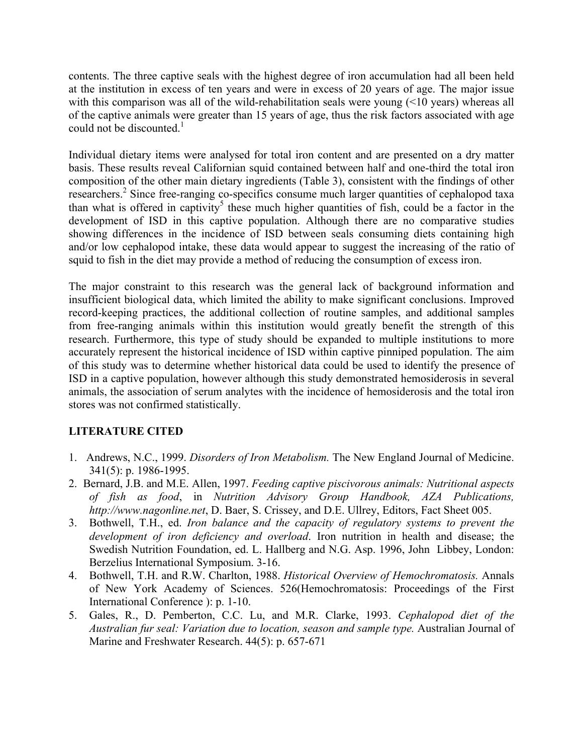contents. The three captive seals with the highest degree of iron accumulation had all been held at the institution in excess of ten years and were in excess of 20 years of age. The major issue with this comparison was all of the wild-rehabilitation seals were young (<10 years) whereas all of the captive animals were greater than 15 years of age, thus the risk factors associated with age could not be discounted.[1]

Individual dietary items were analysed for total iron content and are presented on a dry matter basis. These results reveal Californian squid contained between half and one-third the total iron composition of the other main dietary ingredients (Table 3), consistent with the findings of other researchers.[2] Since free-ranging co-specifics consume much larger quantities of cephalopod taxa than what is offered in captivity[5] these much higher quantities of fish, could be a factor in the development of ISD in this captive population. Although there are no comparative studies showing differences in the incidence of ISD between seals consuming diets containing high and/or low cephalopod intake, these data would appear to suggest the increasing of the ratio of squid to fish in the diet may provide a method of reducing the consumption of excess iron.

The major constraint to this research was the general lack of background information and insufficient biological data, which limited the ability to make significant conclusions. Improved record-keeping practices, the additional collection of routine samples, and additional samples from free-ranging animals within this institution would greatly benefit the strength of this research. Furthermore, this type of study should be expanded to multiple institutions to more accurately represent the historical incidence of ISD within captive pinniped population. The aim of this study was to determine whether historical data could be used to identify the presence of ISD in a captive population, however although this study demonstrated hemosiderosis in several animals, the association of serum analytes with the incidence of hemosiderosis and the total iron stores was not confirmed statistically.

## LITERATURE CITED

1. Andrews, N.C., 1999. *Disorders of Iron Metabolism.* The New England Journal of Medicine. 341(5): p. 1986-1995.
2. Bernard, J.B. and M.E. Allen, 1997. *Feeding captive piscivorous animals: Nutritional aspects of fish as food*, in *Nutrition Advisory Group Handbook, AZA Publications, http://www.nagonline.net*, D. Baer, S. Crissey, and D.E. Ullrey, Editors, Fact Sheet 005.
3. Bothwell, T.H., ed. *Iron balance and the capacity of regulatory systems to prevent the development of iron deficiency and overload*. Iron nutrition in health and disease; the Swedish Nutrition Foundation, ed. L. Hallberg and N.G. Asp. 1996, John Libbey, London: Berzelius International Symposium. 3-16.
4. Bothwell, T.H. and R.W. Charlton, 1988. *Historical Overview of Hemochromatosis.* Annals of New York Academy of Sciences. 526(Hemochromatosis: Proceedings of the First International Conference ): p. 1-10.
5. Gales, R., D. Pemberton, C.C. Lu, and M.R. Clarke, 1993. *Cephalopod diet of the Australian fur seal: Variation due to location, season and sample type.* Australian Journal of Marine and Freshwater Research. 44(5): p. 657-671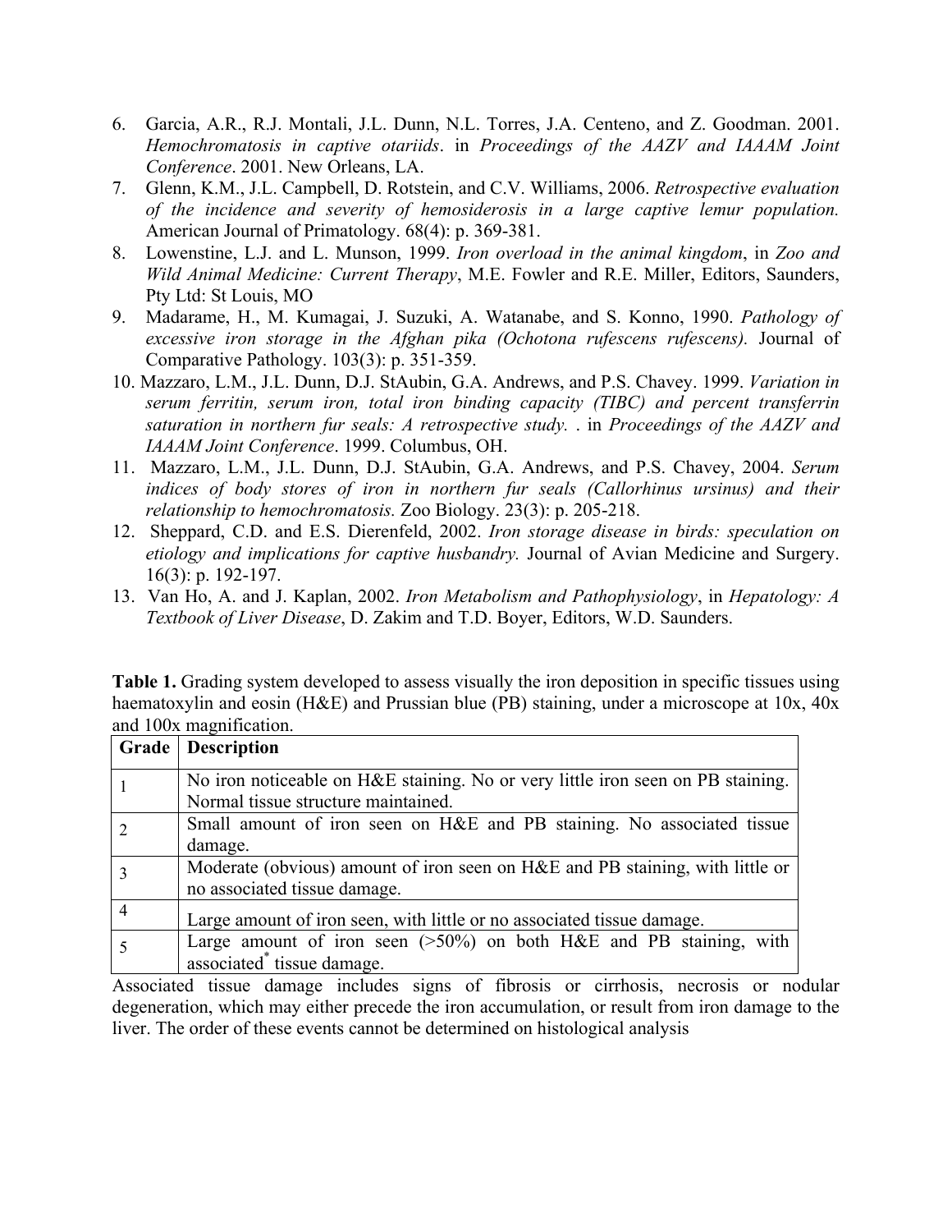6. Garcia, A.R., R.J. Montali, J.L. Dunn, N.L. Torres, J.A. Centeno, and Z. Goodman. 2001. *Hemochromatosis in captive otariids*. in *Proceedings of the AAZV and IAAAM Joint Conference*. 2001. New Orleans, LA.
7. Glenn, K.M., J.L. Campbell, D. Rotstein, and C.V. Williams, 2006. *Retrospective evaluation of the incidence and severity of hemosiderosis in a large captive lemur population.* American Journal of Primatology. 68(4): p. 369-381.
8. Lowenstine, L.J. and L. Munson, 1999. *Iron overload in the animal kingdom*, in *Zoo and Wild Animal Medicine: Current Therapy*, M.E. Fowler and R.E. Miller, Editors, Saunders, Pty Ltd: St Louis, MO
9. Madarame, H., M. Kumagai, J. Suzuki, A. Watanabe, and S. Konno, 1990. *Pathology of excessive iron storage in the Afghan pika (Ochotona rufescens rufescens).* Journal of Comparative Pathology. 103(3): p. 351-359.
10. Mazzaro, L.M., J.L. Dunn, D.J. StAubin, G.A. Andrews, and P.S. Chavey. 1999. *Variation in serum ferritin, serum iron, total iron binding capacity (TIBC) and percent transferrin saturation in northern fur seals: A retrospective study.* . in *Proceedings of the AAZV and IAAAM Joint Conference*. 1999. Columbus, OH.
11. Mazzaro, L.M., J.L. Dunn, D.J. StAubin, G.A. Andrews, and P.S. Chavey, 2004. *Serum indices of body stores of iron in northern fur seals (Callorhinus ursinus) and their relationship to hemochromatosis.* Zoo Biology. 23(3): p. 205-218.
12. Sheppard, C.D. and E.S. Dierenfeld, 2002. *Iron storage disease in birds: speculation on etiology and implications for captive husbandry.* Journal of Avian Medicine and Surgery. 16(3): p. 192-197.
13. Van Ho, A. and J. Kaplan, 2002. *Iron Metabolism and Pathophysiology*, in *Hepatology: A Textbook of Liver Disease*, D. Zakim and T.D. Boyer, Editors, W.D. Saunders.

**Table 1.** Grading system developed to assess visually the iron deposition in specific tissues using haematoxylin and eosin (H&E) and Prussian blue (PB) staining, under a microscope at 10x, 40x and 100x magnification.

| Grade | Description |
|---|---|
| 1 | No iron noticeable on H&E staining. No or very little iron seen on PB staining. Normal tissue structure maintained. |
| 2 | Small amount of iron seen on H&E and PB staining. No associated tissue damage. |
| 3 | Moderate (obvious) amount of iron seen on H&E and PB staining, with little or no associated tissue damage. |
| 4 | Large amount of iron seen, with little or no associated tissue damage. |
| 5 | Large amount of iron seen (>50%) on both H&E and PB staining, with associated* tissue damage. |

Associated tissue damage includes signs of fibrosis or cirrhosis, necrosis or nodular degeneration, which may either precede the iron accumulation, or result from iron damage to the liver. The order of these events cannot be determined on histological analysis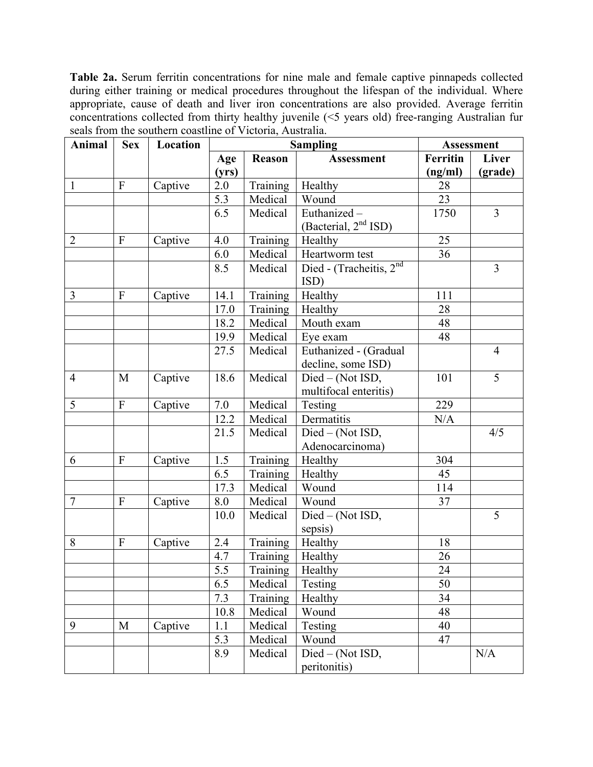**Table 2a.** Serum ferritin concentrations for nine male and female captive pinnapeds collected during either training or medical procedures throughout the lifespan of the individual. Where appropriate, cause of death and liver iron concentrations are also provided. Average ferritin concentrations collected from thirty healthy juvenile (<5 years old) free-ranging Australian fur seals from the southern coastline of Victoria, Australia.

| Animal | Sex | Location | Sampling | | | Assessment | |
|---|---|---|---|---|---|---|---|
| | | | Age (yrs) | Reason | Assessment | Ferritin (ng/ml) | Liver (grade) |
| 1 | F | Captive | 2.0 | Training | Healthy | 28 | |
| | | | 5.3 | Medical | Wound | 23 | |
| | | | 6.5 | Medical | Euthanized – (Bacterial, 2nd ISD) | 1750 | 3 |
| 2 | F | Captive | 4.0 | Training | Healthy | 25 | |
| | | | 6.0 | Medical | Heartworm test | 36 | |
| | | | 8.5 | Medical | Died - (Tracheitis, 2nd ISD) | | 3 |
| 3 | F | Captive | 14.1 | Training | Healthy | 111 | |
| | | | 17.0 | Training | Healthy | 28 | |
| | | | 18.2 | Medical | Mouth exam | 48 | |
| | | | 19.9 | Medical | Eye exam | 48 | |
| | | | 27.5 | Medical | Euthanized - (Gradual decline, some ISD) | | 4 |
| 4 | M | Captive | 18.6 | Medical | Died – (Not ISD, multifocal enteritis) | 101 | 5 |
| 5 | F | Captive | 7.0 | Medical | Testing | 229 | |
| | | | 12.2 | Medical | Dermatitis | N/A | |
| | | | 21.5 | Medical | Died – (Not ISD, Adenocarcinoma) | | 4/5 |
| 6 | F | Captive | 1.5 | Training | Healthy | 304 | |
| | | | 6.5 | Training | Healthy | 45 | |
| | | | 17.3 | Medical | Wound | 114 | |
| 7 | F | Captive | 8.0 | Medical | Wound | 37 | |
| | | | 10.0 | Medical | Died – (Not ISD, sepsis) | | 5 |
| 8 | F | Captive | 2.4 | Training | Healthy | 18 | |
| | | | 4.7 | Training | Healthy | 26 | |
| | | | 5.5 | Training | Healthy | 24 | |
| | | | 6.5 | Medical | Testing | 50 | |
| | | | 7.3 | Training | Healthy | 34 | |
| | | | 10.8 | Medical | Wound | 48 | |
| 9 | M | Captive | 1.1 | Medical | Testing | 40 | |
| | | | 5.3 | Medical | Wound | 47 | |
| | | | 8.9 | Medical | Died – (Not ISD, peritonitis) | | N/A |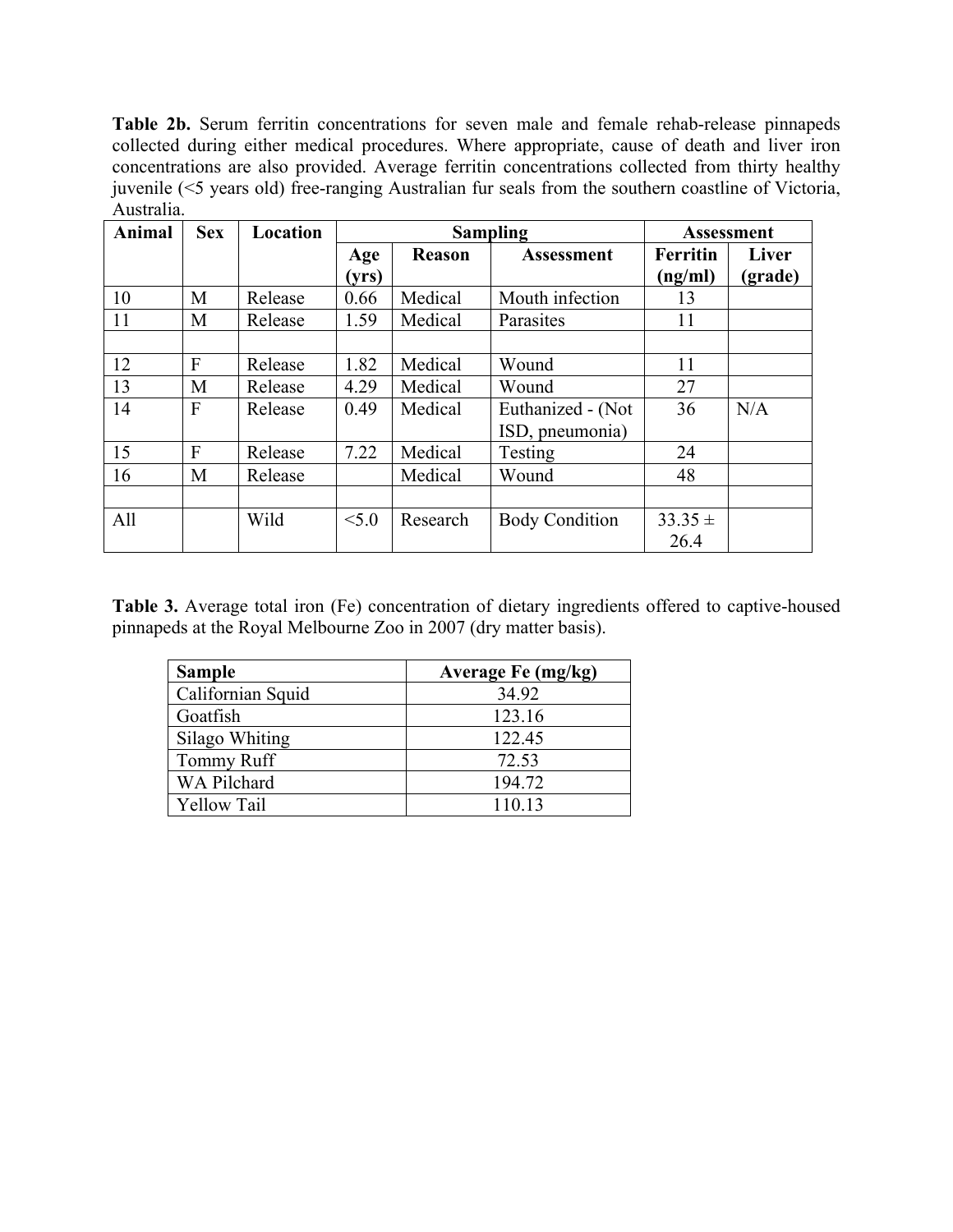**Table 2b.** Serum ferritin concentrations for seven male and female rehab-release pinnapeds collected during either medical procedures. Where appropriate, cause of death and liver iron concentrations are also provided. Average ferritin concentrations collected from thirty healthy juvenile (<5 years old) free-ranging Australian fur seals from the southern coastline of Victoria, Australia.

| Animal | Sex | Location | Sampling | | | Assessment | |
|---|---|---|---|---|---|---|---|
| | | | Age (yrs) | Reason | Assessment | Ferritin (ng/ml) | Liver (grade) |
| 10 | M | Release | 0.66 | Medical | Mouth infection | 13 | |
| 11 | M | Release | 1.59 | Medical | Parasites | 11 | |
| | | | | | | | |
| 12 | F | Release | 1.82 | Medical | Wound | 11 | |
| 13 | M | Release | 4.29 | Medical | Wound | 27 | |
| 14 | F | Release | 0.49 | Medical | Euthanized - (Not ISD, pneumonia) | 36 | N/A |
| 15 | F | Release | 7.22 | Medical | Testing | 24 | |
| 16 | M | Release | | Medical | Wound | 48 | |
| | | | | | | | |
| All | | Wild | <5.0 | Research | Body Condition | 33.35 ± 26.4 | |

**Table 3.** Average total iron (Fe) concentration of dietary ingredients offered to captive-housed pinnapeds at the Royal Melbourne Zoo in 2007 (dry matter basis).

| Sample | Average Fe (mg/kg) |
|---|---|
| Californian Squid | 34.92 |
| Goatfish | 123.16 |
| Silago Whiting | 122.45 |
| Tommy Ruff | 72.53 |
| WA Pilchard | 194.72 |
| Yellow Tail | 110.13 |